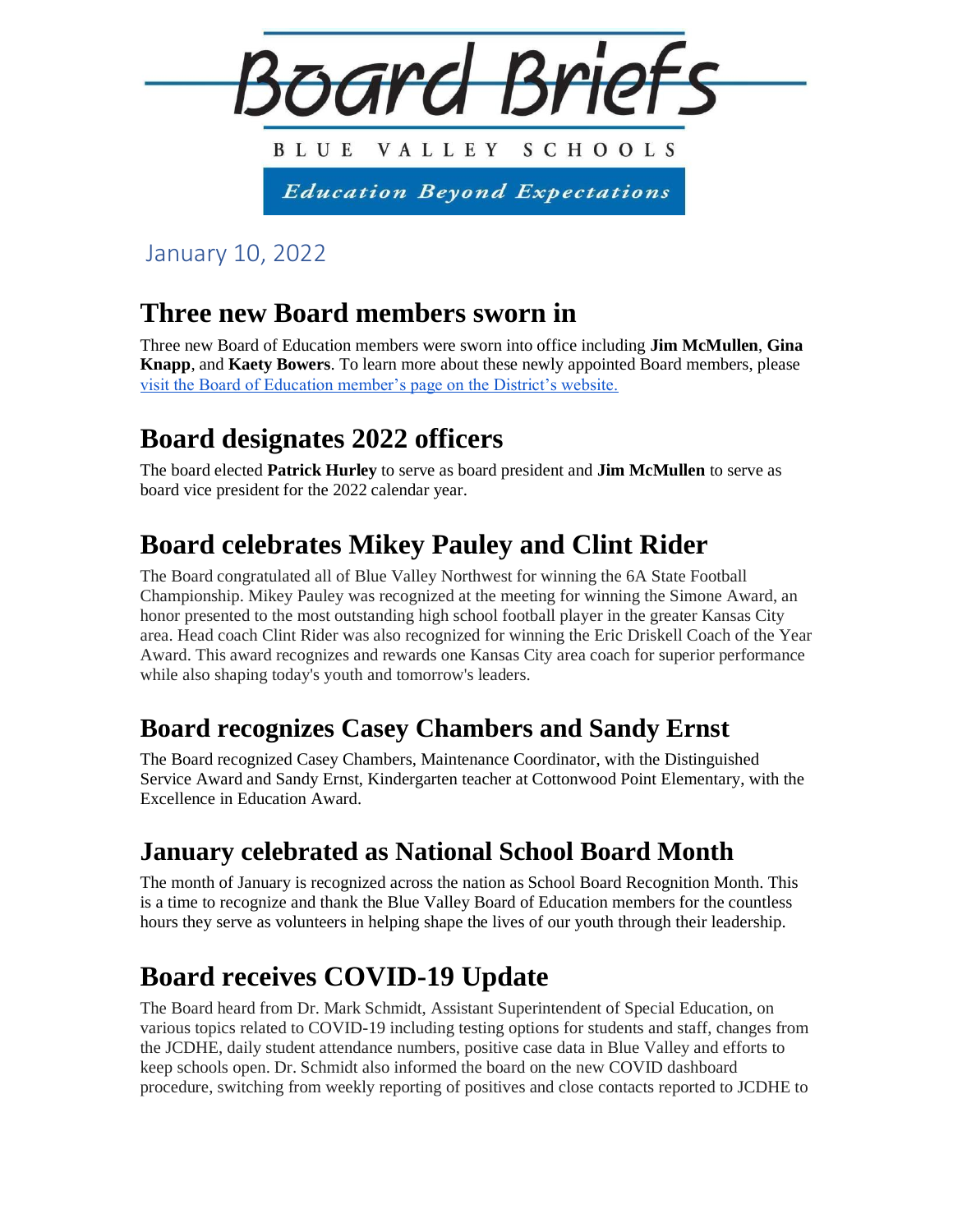# Board Briefs

BLUE VALLEY SCHOOLS

*Education Beyond Expectations*

January 10, 2022

## Three new Board members sworn in

Three new Board of Education members were sworn into office including **Jim McMullen**, **Gina Knapp**, and **Kaety Bowers**. To learn more about these newly appointed Board members, please [visit the Board of Education member's page on the District's website.]()

## Board designates 2022 officers

The board elected **Patrick Hurley** to serve as board president and **Jim McMullen** to serve as board vice president for the 2022 calendar year.

## Board celebrates Mikey Pauley and Clint Rider

The Board congratulated all of Blue Valley Northwest for winning the 6A State Football Championship. Mikey Pauley was recognized at the meeting for winning the Simone Award, an honor presented to the most outstanding high school football player in the greater Kansas City area. Head coach Clint Rider was also recognized for winning the Eric Driskell Coach of the Year Award. This award recognizes and rewards one Kansas City area coach for superior performance while also shaping today's youth and tomorrow's leaders.

## Board recognizes Casey Chambers and Sandy Ernst

The Board recognized Casey Chambers, Maintenance Coordinator, with the Distinguished Service Award and Sandy Ernst, Kindergarten teacher at Cottonwood Point Elementary, with the Excellence in Education Award.

## January celebrated as National School Board Month

The month of January is recognized across the nation as School Board Recognition Month. This is a time to recognize and thank the Blue Valley Board of Education members for the countless hours they serve as volunteers in helping shape the lives of our youth through their leadership.

## Board receives COVID-19 Update

The Board heard from Dr. Mark Schmidt, Assistant Superintendent of Special Education, on various topics related to COVID-19 including testing options for students and staff, changes from the JCDHE, daily student attendance numbers, positive case data in Blue Valley and efforts to keep schools open. Dr. Schmidt also informed the board on the new COVID dashboard procedure, switching from weekly reporting of positives and close contacts reported to JCDHE to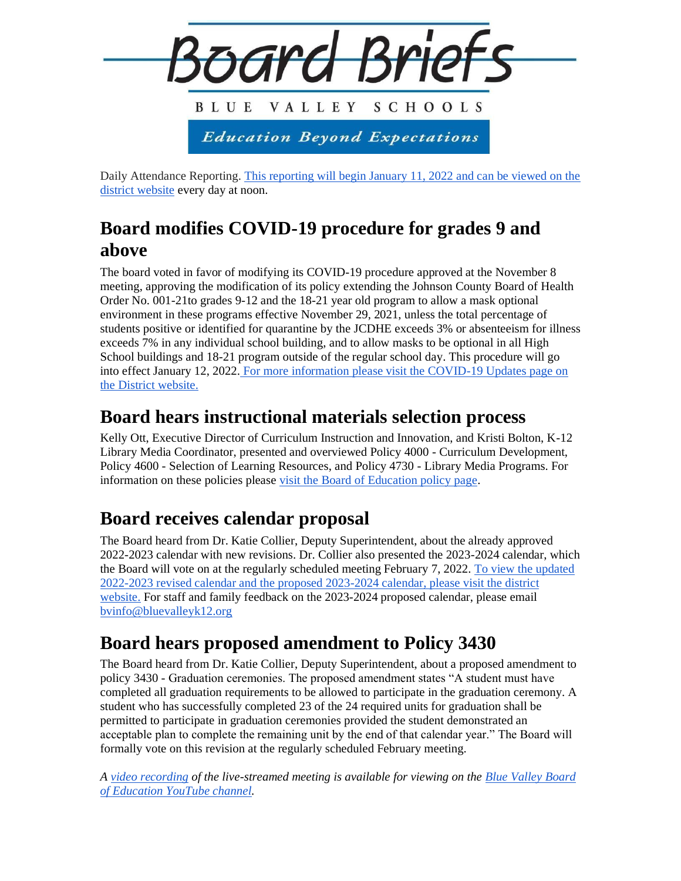Daily Attendance Reporting. [This reporting will begin January 11, 2022 and can be viewed on the district website]() every day at noon.

## Board modifies COVID-19 procedure for grades 9 and above

The board voted in favor of modifying its COVID-19 procedure approved at the November 8 meeting, approving the modification of its policy extending the Johnson County Board of Health Order No. 001-21to grades 9-12 and the 18-21 year old program to allow a mask optional environment in these programs effective November 29, 2021, unless the total percentage of students positive or identified for quarantine by the JCDHE exceeds 3% or absenteeism for illness exceeds 7% in any individual school building, and to allow masks to be optional in all High School buildings and 18-21 program outside of the regular school day. This procedure will go into effect January 12, 2022. [For more information please visit the COVID-19 Updates page on the District website.]()

## Board hears instructional materials selection process

Kelly Ott, Executive Director of Curriculum Instruction and Innovation, and Kristi Bolton, K-12 Library Media Coordinator, presented and overviewed Policy 4000 - Curriculum Development, Policy 4600 - Selection of Learning Resources, and Policy 4730 - Library Media Programs. For information on these policies please [visit the Board of Education policy page]().

## Board receives calendar proposal

The Board heard from Dr. Katie Collier, Deputy Superintendent, about the already approved 2022-2023 calendar with new revisions. Dr. Collier also presented the 2023-2024 calendar, which the Board will vote on at the regularly scheduled meeting February 7, 2022. [To view the updated 2022-2023 revised calendar and the proposed 2023-2024 calendar, please visit the district website.]() For staff and family feedback on the 2023-2024 proposed calendar, please email [bvinfo@bluevalleyk12.org]()

## Board hears proposed amendment to Policy 3430

The Board heard from Dr. Katie Collier, Deputy Superintendent, about a proposed amendment to policy 3430 - Graduation ceremonies. The proposed amendment states "A student must have completed all graduation requirements to be allowed to participate in the graduation ceremony. A student who has successfully completed 23 of the 24 required units for graduation shall be permitted to participate in graduation ceremonies provided the student demonstrated an acceptable plan to complete the remaining unit by the end of that calendar year." The Board will formally vote on this revision at the regularly scheduled February meeting.

*A [video recording]() of the live-streamed meeting is available for viewing on the [Blue Valley Board of Education YouTube channel]().*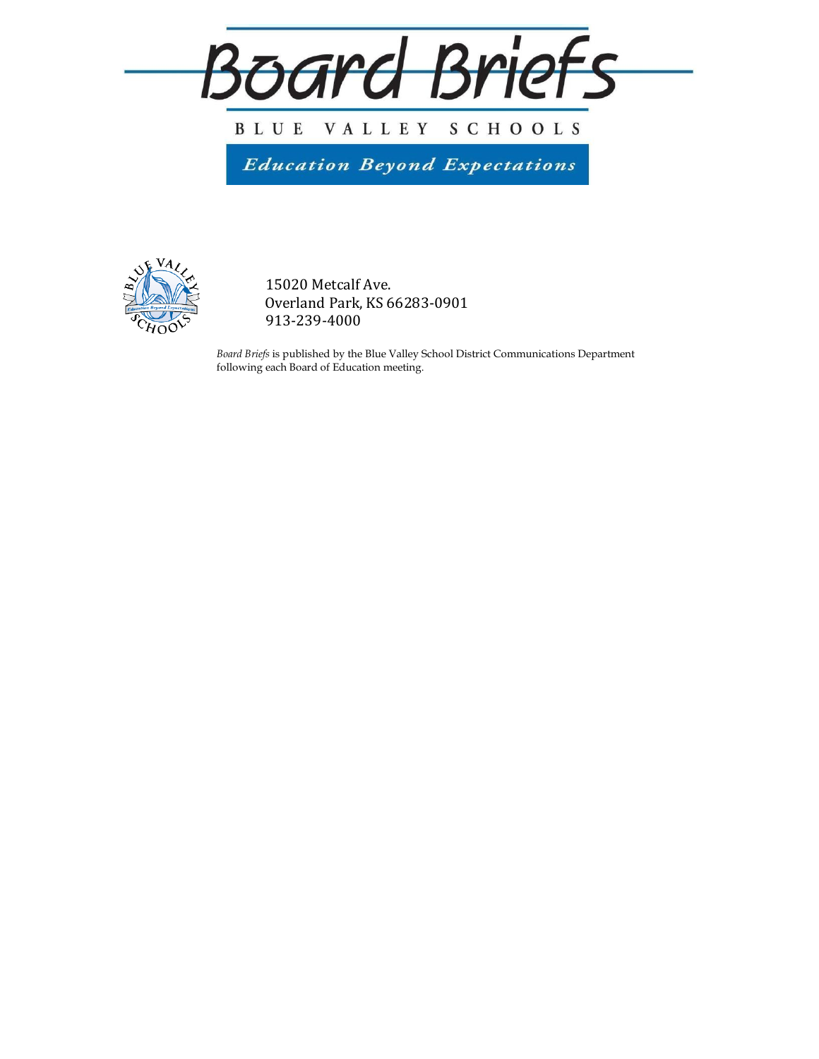# Board Briefs

BLUE VALLEY SCHOOLS

*Education Beyond Expectations*

15020 Metcalf Ave.
Overland Park, KS 66283-0901
913-239-4000

*Board Briefs* is published by the Blue Valley School District Communications Department following each Board of Education meeting.